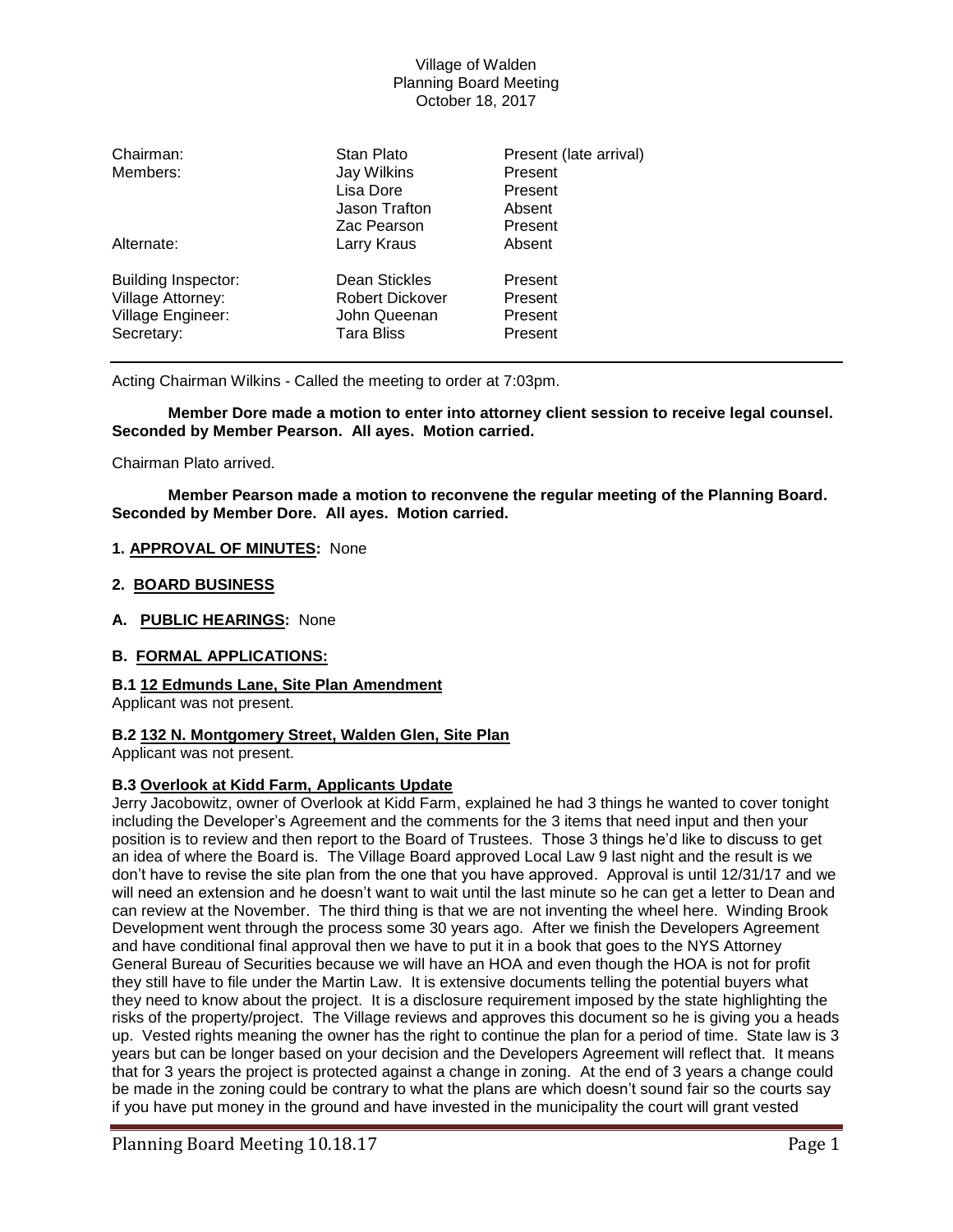Village of Walden
Planning Board Meeting
October 18, 2017

| | | |
|---|---|---|
| Chairman: | Stan Plato | Present (late arrival) |
| Members: | Jay Wilkins | Present |
| | Lisa Dore | Present |
| | Jason Trafton | Absent |
| | Zac Pearson | Present |
| Alternate: | Larry Kraus | Absent |
| Building Inspector: | Dean Stickles | Present |
| Village Attorney: | Robert Dickover | Present |
| Village Engineer: | John Queenan | Present |
| Secretary: | Tara Bliss | Present |

Acting Chairman Wilkins - Called the meeting to order at 7:03pm.

**Member Dore made a motion to enter into attorney client session to receive legal counsel. Seconded by Member Pearson. All ayes. Motion carried.**

Chairman Plato arrived.

**Member Pearson made a motion to reconvene the regular meeting of the Planning Board. Seconded by Member Dore. All ayes. Motion carried.**

**1. APPROVAL OF MINUTES:** None

**2. BOARD BUSINESS**

**A. PUBLIC HEARINGS:** None

**B. FORMAL APPLICATIONS:**

**B.1 12 Edmunds Lane, Site Plan Amendment**

Applicant was not present.

**B.2 132 N. Montgomery Street, Walden Glen, Site Plan**

Applicant was not present.

**B.3 Overlook at Kidd Farm, Applicants Update**

Jerry Jacobowitz, owner of Overlook at Kidd Farm, explained he had 3 things he wanted to cover tonight including the Developer's Agreement and the comments for the 3 items that need input and then your position is to review and then report to the Board of Trustees. Those 3 things he'd like to discuss to get an idea of where the Board is. The Village Board approved Local Law 9 last night and the result is we don't have to revise the site plan from the one that you have approved. Approval is until 12/31/17 and we will need an extension and he doesn't want to wait until the last minute so he can get a letter to Dean and can review at the November. The third thing is that we are not inventing the wheel here. Winding Brook Development went through the process some 30 years ago. After we finish the Developers Agreement and have conditional final approval then we have to put it in a book that goes to the NYS Attorney General Bureau of Securities because we will have an HOA and even though the HOA is not for profit they still have to file under the Martin Law. It is extensive documents telling the potential buyers what they need to know about the project. It is a disclosure requirement imposed by the state highlighting the risks of the property/project. The Village reviews and approves this document so he is giving you a heads up. Vested rights meaning the owner has the right to continue the plan for a period of time. State law is 3 years but can be longer based on your decision and the Developers Agreement will reflect that. It means that for 3 years the project is protected against a change in zoning. At the end of 3 years a change could be made in the zoning could be contrary to what the plans are which doesn't sound fair so the courts say if you have put money in the ground and have invested in the municipality the court will grant vested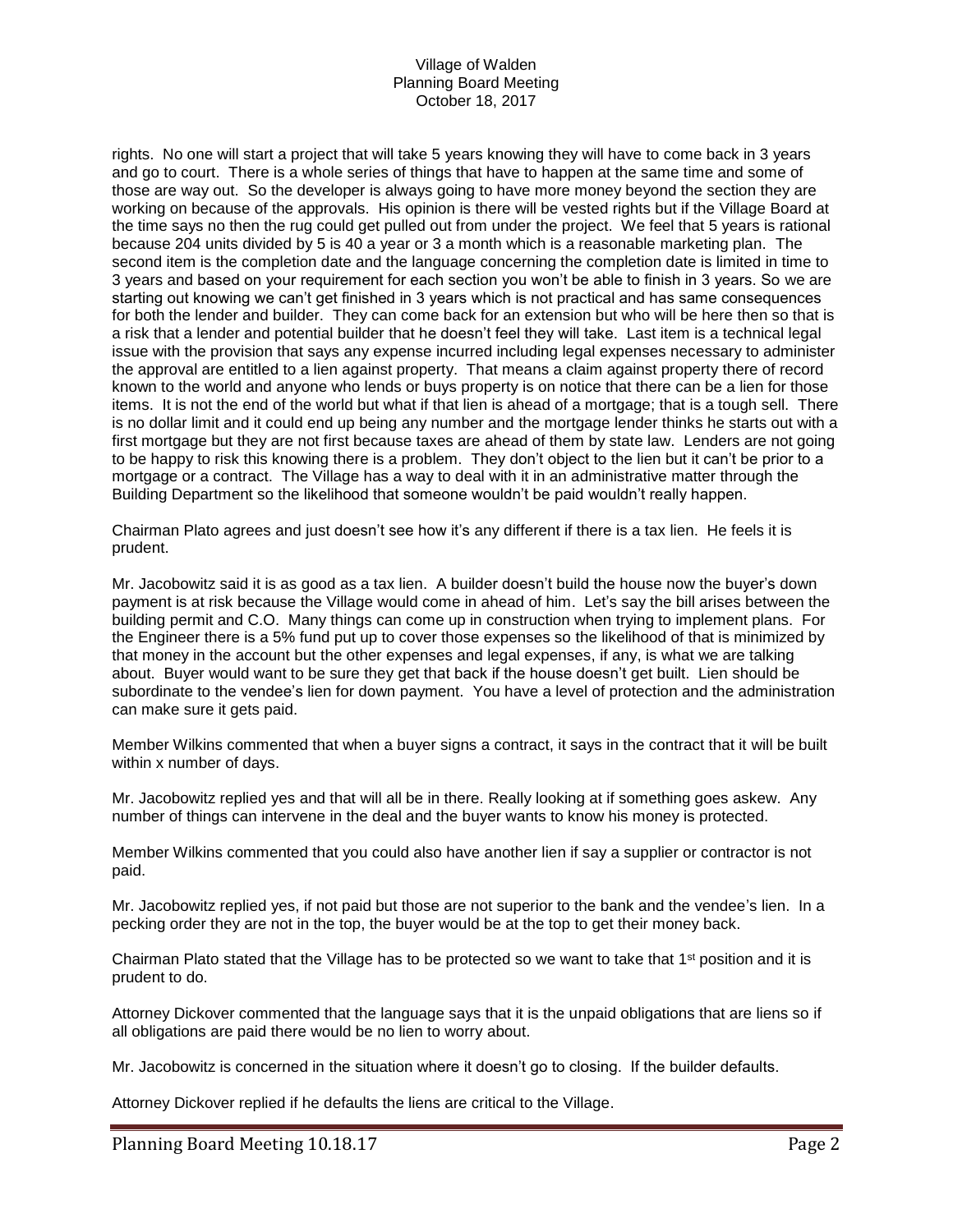rights. No one will start a project that will take 5 years knowing they will have to come back in 3 years and go to court. There is a whole series of things that have to happen at the same time and some of those are way out. So the developer is always going to have more money beyond the section they are working on because of the approvals. His opinion is there will be vested rights but if the Village Board at the time says no then the rug could get pulled out from under the project. We feel that 5 years is rational because 204 units divided by 5 is 40 a year or 3 a month which is a reasonable marketing plan. The second item is the completion date and the language concerning the completion date is limited in time to 3 years and based on your requirement for each section you won't be able to finish in 3 years. So we are starting out knowing we can't get finished in 3 years which is not practical and has same consequences for both the lender and builder. They can come back for an extension but who will be here then so that is a risk that a lender and potential builder that he doesn't feel they will take. Last item is a technical legal issue with the provision that says any expense incurred including legal expenses necessary to administer the approval are entitled to a lien against property. That means a claim against property there of record known to the world and anyone who lends or buys property is on notice that there can be a lien for those items. It is not the end of the world but what if that lien is ahead of a mortgage; that is a tough sell. There is no dollar limit and it could end up being any number and the mortgage lender thinks he starts out with a first mortgage but they are not first because taxes are ahead of them by state law. Lenders are not going to be happy to risk this knowing there is a problem. They don't object to the lien but it can't be prior to a mortgage or a contract. The Village has a way to deal with it in an administrative matter through the Building Department so the likelihood that someone wouldn't be paid wouldn't really happen.

Chairman Plato agrees and just doesn't see how it's any different if there is a tax lien. He feels it is prudent.

Mr. Jacobowitz said it is as good as a tax lien. A builder doesn't build the house now the buyer's down payment is at risk because the Village would come in ahead of him. Let's say the bill arises between the building permit and C.O. Many things can come up in construction when trying to implement plans. For the Engineer there is a 5% fund put up to cover those expenses so the likelihood of that is minimized by that money in the account but the other expenses and legal expenses, if any, is what we are talking about. Buyer would want to be sure they get that back if the house doesn't get built. Lien should be subordinate to the vendee's lien for down payment. You have a level of protection and the administration can make sure it gets paid.

Member Wilkins commented that when a buyer signs a contract, it says in the contract that it will be built within x number of days.

Mr. Jacobowitz replied yes and that will all be in there. Really looking at if something goes askew. Any number of things can intervene in the deal and the buyer wants to know his money is protected.

Member Wilkins commented that you could also have another lien if say a supplier or contractor is not paid.

Mr. Jacobowitz replied yes, if not paid but those are not superior to the bank and the vendee's lien. In a pecking order they are not in the top, the buyer would be at the top to get their money back.

Chairman Plato stated that the Village has to be protected so we want to take that 1st position and it is prudent to do.

Attorney Dickover commented that the language says that it is the unpaid obligations that are liens so if all obligations are paid there would be no lien to worry about.

Mr. Jacobowitz is concerned in the situation where it doesn't go to closing. If the builder defaults.

Attorney Dickover replied if he defaults the liens are critical to the Village.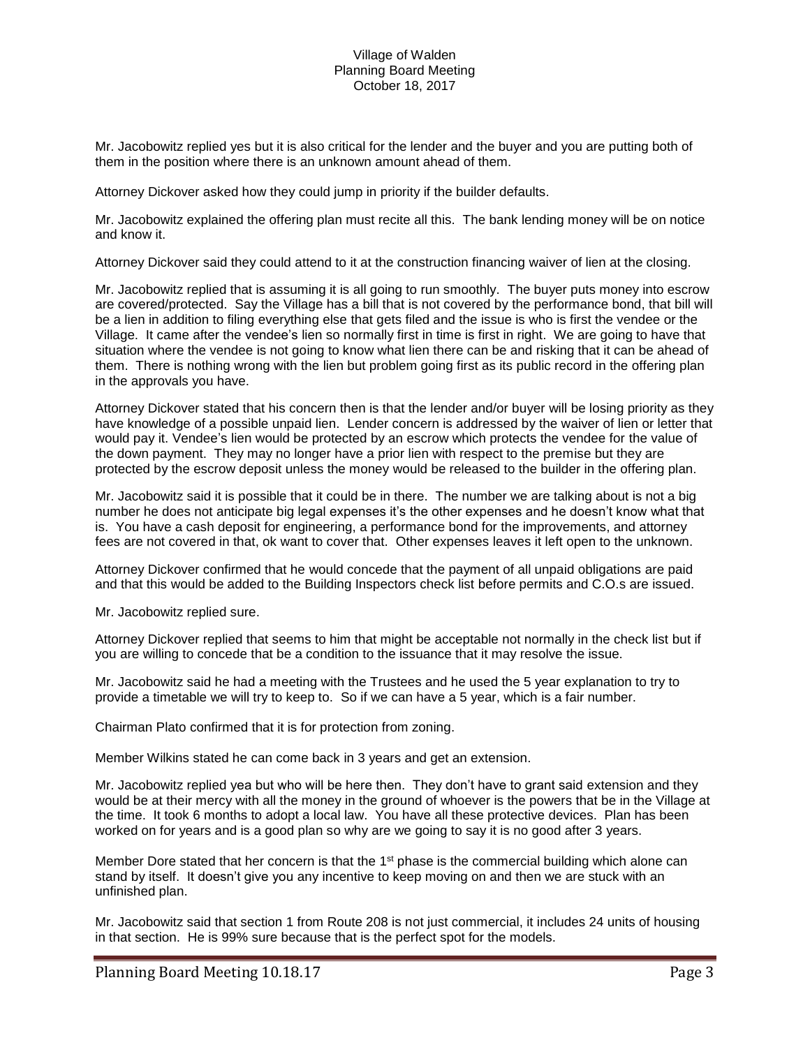Mr. Jacobowitz replied yes but it is also critical for the lender and the buyer and you are putting both of them in the position where there is an unknown amount ahead of them.

Attorney Dickover asked how they could jump in priority if the builder defaults.

Mr. Jacobowitz explained the offering plan must recite all this. The bank lending money will be on notice and know it.

Attorney Dickover said they could attend to it at the construction financing waiver of lien at the closing.

Mr. Jacobowitz replied that is assuming it is all going to run smoothly. The buyer puts money into escrow are covered/protected. Say the Village has a bill that is not covered by the performance bond, that bill will be a lien in addition to filing everything else that gets filed and the issue is who is first the vendee or the Village. It came after the vendee's lien so normally first in time is first in right. We are going to have that situation where the vendee is not going to know what lien there can be and risking that it can be ahead of them. There is nothing wrong with the lien but problem going first as its public record in the offering plan in the approvals you have.

Attorney Dickover stated that his concern then is that the lender and/or buyer will be losing priority as they have knowledge of a possible unpaid lien. Lender concern is addressed by the waiver of lien or letter that would pay it. Vendee's lien would be protected by an escrow which protects the vendee for the value of the down payment. They may no longer have a prior lien with respect to the premise but they are protected by the escrow deposit unless the money would be released to the builder in the offering plan.

Mr. Jacobowitz said it is possible that it could be in there. The number we are talking about is not a big number he does not anticipate big legal expenses it's the other expenses and he doesn't know what that is. You have a cash deposit for engineering, a performance bond for the improvements, and attorney fees are not covered in that, ok want to cover that. Other expenses leaves it left open to the unknown.

Attorney Dickover confirmed that he would concede that the payment of all unpaid obligations are paid and that this would be added to the Building Inspectors check list before permits and C.O.s are issued.

Mr. Jacobowitz replied sure.

Attorney Dickover replied that seems to him that might be acceptable not normally in the check list but if you are willing to concede that be a condition to the issuance that it may resolve the issue.

Mr. Jacobowitz said he had a meeting with the Trustees and he used the 5 year explanation to try to provide a timetable we will try to keep to. So if we can have a 5 year, which is a fair number.

Chairman Plato confirmed that it is for protection from zoning.

Member Wilkins stated he can come back in 3 years and get an extension.

Mr. Jacobowitz replied yea but who will be here then. They don't have to grant said extension and they would be at their mercy with all the money in the ground of whoever is the powers that be in the Village at the time. It took 6 months to adopt a local law. You have all these protective devices. Plan has been worked on for years and is a good plan so why are we going to say it is no good after 3 years.

Member Dore stated that her concern is that the 1st phase is the commercial building which alone can stand by itself. It doesn't give you any incentive to keep moving on and then we are stuck with an unfinished plan.

Mr. Jacobowitz said that section 1 from Route 208 is not just commercial, it includes 24 units of housing in that section. He is 99% sure because that is the perfect spot for the models.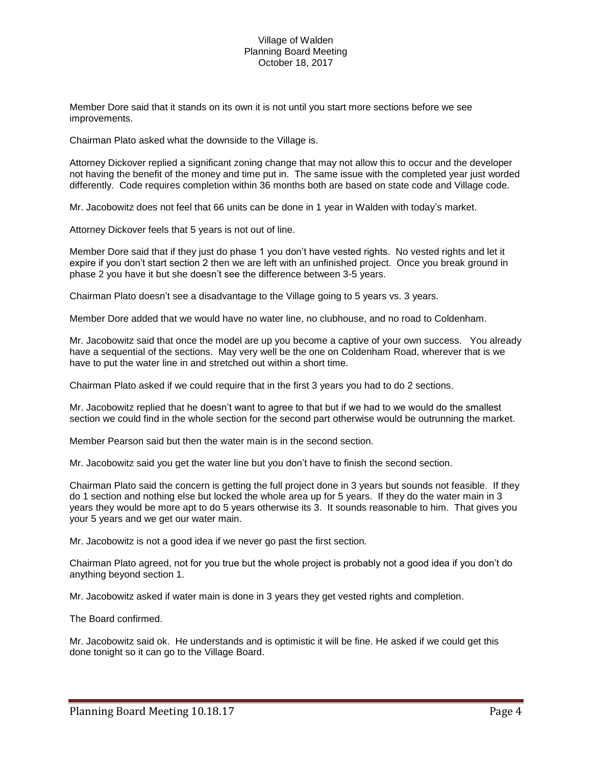Member Dore said that it stands on its own it is not until you start more sections before we see improvements.

Chairman Plato asked what the downside to the Village is.

Attorney Dickover replied a significant zoning change that may not allow this to occur and the developer not having the benefit of the money and time put in. The same issue with the completed year just worded differently. Code requires completion within 36 months both are based on state code and Village code.

Mr. Jacobowitz does not feel that 66 units can be done in 1 year in Walden with today's market.

Attorney Dickover feels that 5 years is not out of line.

Member Dore said that if they just do phase 1 you don't have vested rights. No vested rights and let it expire if you don't start section 2 then we are left with an unfinished project. Once you break ground in phase 2 you have it but she doesn't see the difference between 3-5 years.

Chairman Plato doesn't see a disadvantage to the Village going to 5 years vs. 3 years.

Member Dore added that we would have no water line, no clubhouse, and no road to Coldenham.

Mr. Jacobowitz said that once the model are up you become a captive of your own success. You already have a sequential of the sections. May very well be the one on Coldenham Road, wherever that is we have to put the water line in and stretched out within a short time.

Chairman Plato asked if we could require that in the first 3 years you had to do 2 sections.

Mr. Jacobowitz replied that he doesn't want to agree to that but if we had to we would do the smallest section we could find in the whole section for the second part otherwise would be outrunning the market.

Member Pearson said but then the water main is in the second section.

Mr. Jacobowitz said you get the water line but you don't have to finish the second section.

Chairman Plato said the concern is getting the full project done in 3 years but sounds not feasible. If they do 1 section and nothing else but locked the whole area up for 5 years. If they do the water main in 3 years they would be more apt to do 5 years otherwise its 3. It sounds reasonable to him. That gives you your 5 years and we get our water main.

Mr. Jacobowitz is not a good idea if we never go past the first section.

Chairman Plato agreed, not for you true but the whole project is probably not a good idea if you don't do anything beyond section 1.

Mr. Jacobowitz asked if water main is done in 3 years they get vested rights and completion.

The Board confirmed.

Mr. Jacobowitz said ok. He understands and is optimistic it will be fine. He asked if we could get this done tonight so it can go to the Village Board.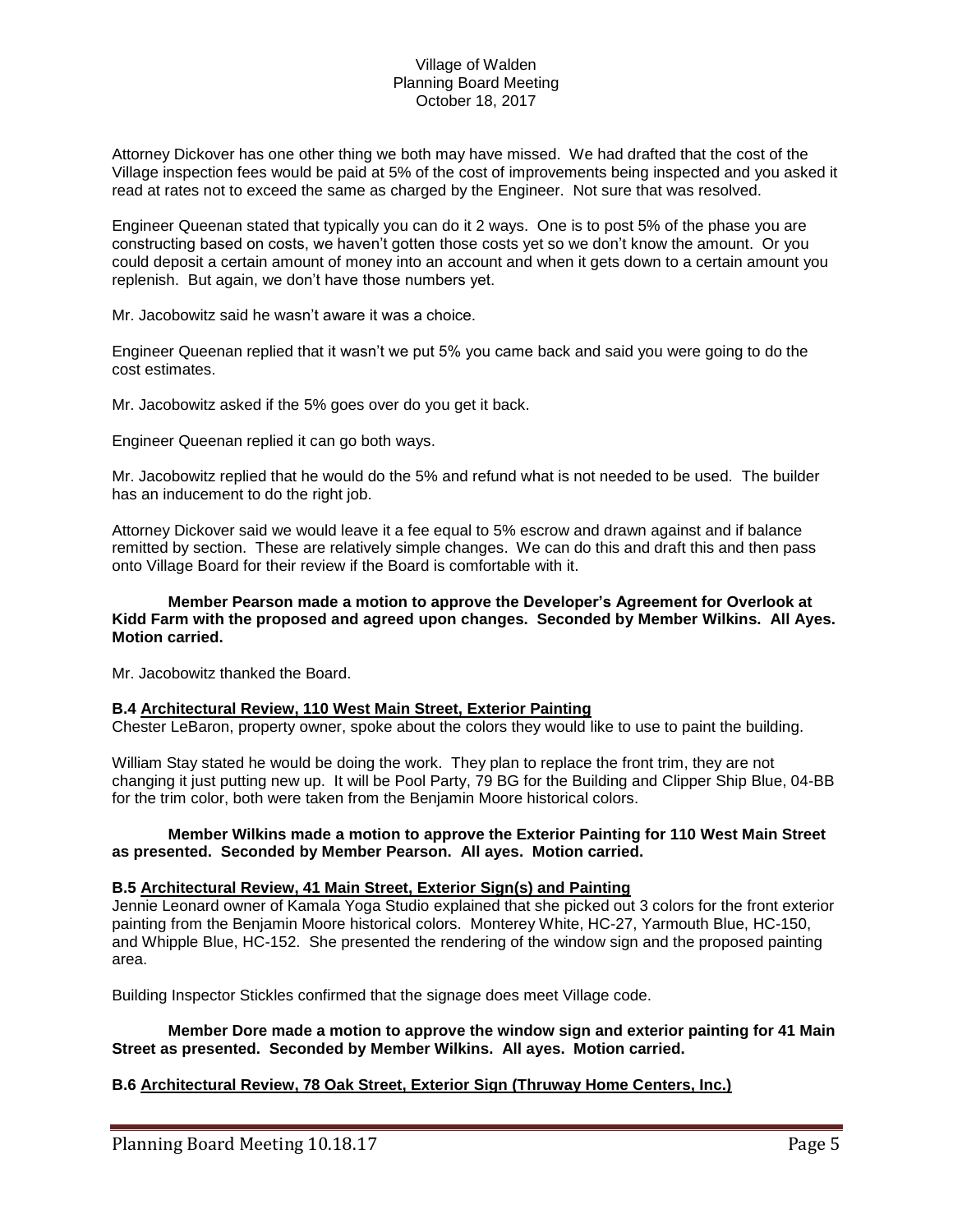Attorney Dickover has one other thing we both may have missed. We had drafted that the cost of the Village inspection fees would be paid at 5% of the cost of improvements being inspected and you asked it read at rates not to exceed the same as charged by the Engineer. Not sure that was resolved.

Engineer Queenan stated that typically you can do it 2 ways. One is to post 5% of the phase you are constructing based on costs, we haven't gotten those costs yet so we don't know the amount. Or you could deposit a certain amount of money into an account and when it gets down to a certain amount you replenish. But again, we don't have those numbers yet.

Mr. Jacobowitz said he wasn't aware it was a choice.

Engineer Queenan replied that it wasn't we put 5% you came back and said you were going to do the cost estimates.

Mr. Jacobowitz asked if the 5% goes over do you get it back.

Engineer Queenan replied it can go both ways.

Mr. Jacobowitz replied that he would do the 5% and refund what is not needed to be used. The builder has an inducement to do the right job.

Attorney Dickover said we would leave it a fee equal to 5% escrow and drawn against and if balance remitted by section. These are relatively simple changes. We can do this and draft this and then pass onto Village Board for their review if the Board is comfortable with it.

**Member Pearson made a motion to approve the Developer's Agreement for Overlook at Kidd Farm with the proposed and agreed upon changes. Seconded by Member Wilkins. All Ayes. Motion carried.**

Mr. Jacobowitz thanked the Board.

**B.4 Architectural Review, 110 West Main Street, Exterior Painting**

Chester LeBaron, property owner, spoke about the colors they would like to use to paint the building.

William Stay stated he would be doing the work. They plan to replace the front trim, they are not changing it just putting new up. It will be Pool Party, 79 BG for the Building and Clipper Ship Blue, 04-BB for the trim color, both were taken from the Benjamin Moore historical colors.

**Member Wilkins made a motion to approve the Exterior Painting for 110 West Main Street as presented. Seconded by Member Pearson. All ayes. Motion carried.**

**B.5 Architectural Review, 41 Main Street, Exterior Sign(s) and Painting**

Jennie Leonard owner of Kamala Yoga Studio explained that she picked out 3 colors for the front exterior painting from the Benjamin Moore historical colors. Monterey White, HC-27, Yarmouth Blue, HC-150, and Whipple Blue, HC-152. She presented the rendering of the window sign and the proposed painting area.

Building Inspector Stickles confirmed that the signage does meet Village code.

**Member Dore made a motion to approve the window sign and exterior painting for 41 Main Street as presented. Seconded by Member Wilkins. All ayes. Motion carried.**

**B.6 Architectural Review, 78 Oak Street, Exterior Sign (Thruway Home Centers, Inc.)**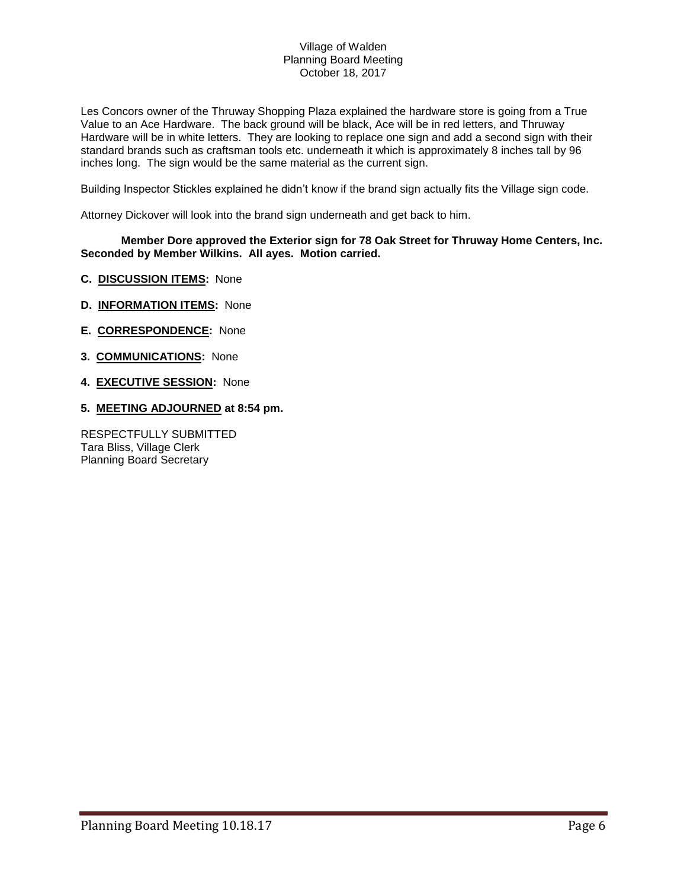Les Concors owner of the Thruway Shopping Plaza explained the hardware store is going from a True Value to an Ace Hardware. The back ground will be black, Ace will be in red letters, and Thruway Hardware will be in white letters. They are looking to replace one sign and add a second sign with their standard brands such as craftsman tools etc. underneath it which is approximately 8 inches tall by 96 inches long. The sign would be the same material as the current sign.

Building Inspector Stickles explained he didn't know if the brand sign actually fits the Village sign code.

Attorney Dickover will look into the brand sign underneath and get back to him.

**Member Dore approved the Exterior sign for 78 Oak Street for Thruway Home Centers, Inc. Seconded by Member Wilkins. All ayes. Motion carried.**

**C. DISCUSSION ITEMS:** None

**D. INFORMATION ITEMS:** None

**E. CORRESPONDENCE:** None

**3. COMMUNICATIONS:** None

**4. EXECUTIVE SESSION:** None

**5. MEETING ADJOURNED at 8:54 pm.**

RESPECTFULLY SUBMITTED
Tara Bliss, Village Clerk
Planning Board Secretary